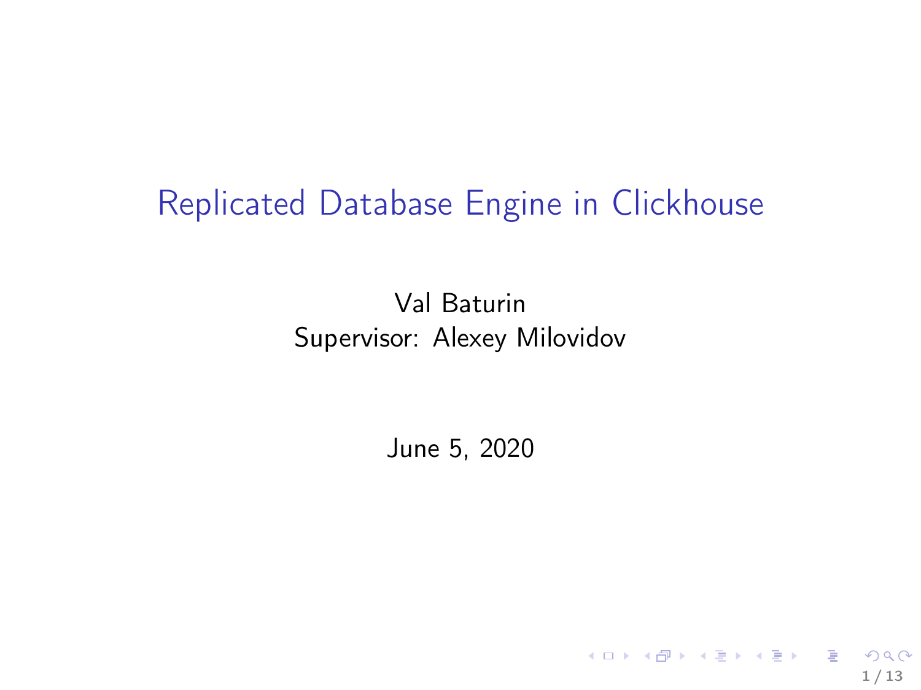# Replicated Database Engine in Clickhouse

Val Baturin
Supervisor: Alexey Milovidov

June 5, 2020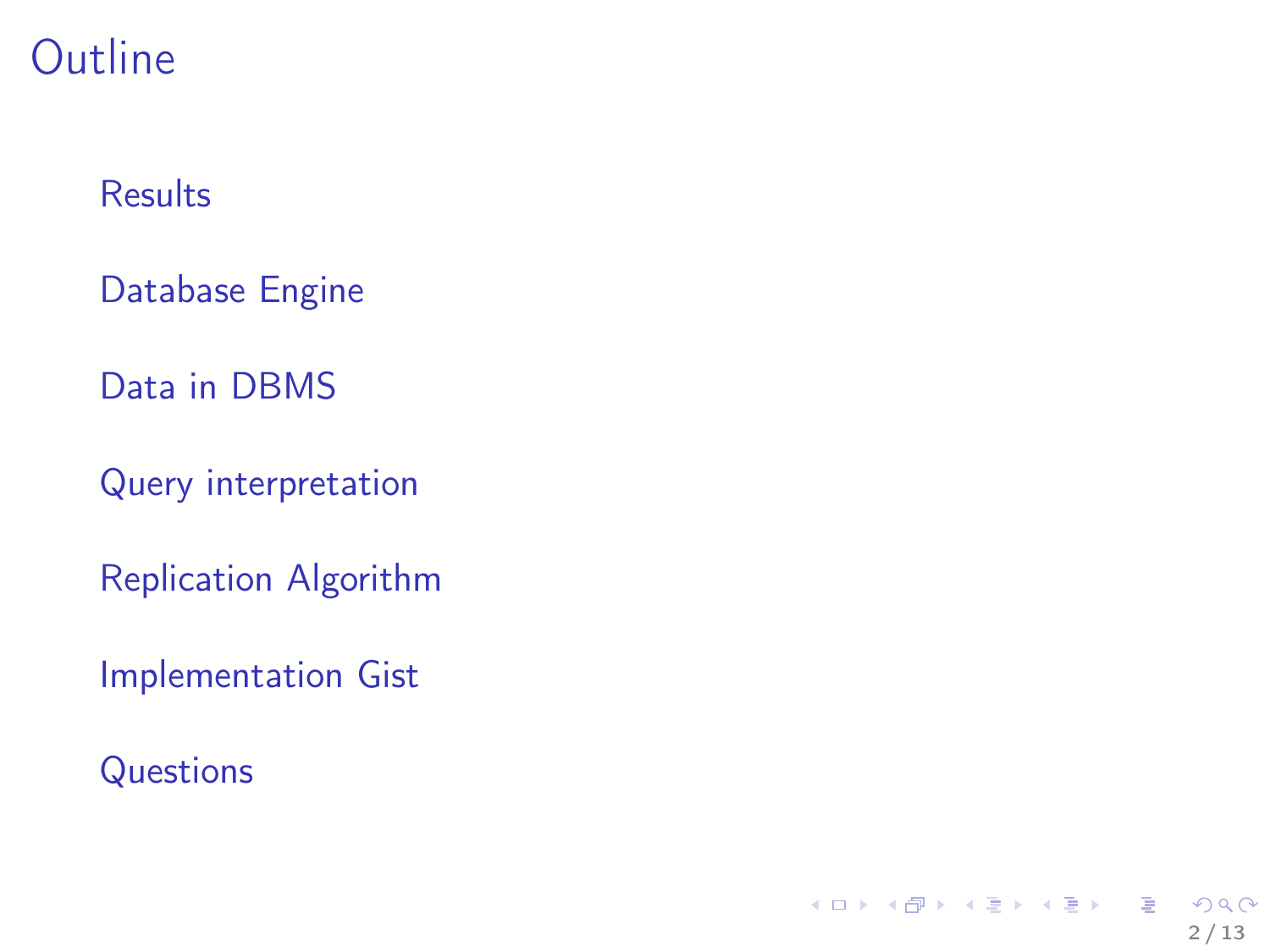# Outline

- Results
- Database Engine
- Data in DBMS
- Query interpretation
- Replication Algorithm
- Implementation Gist
- Questions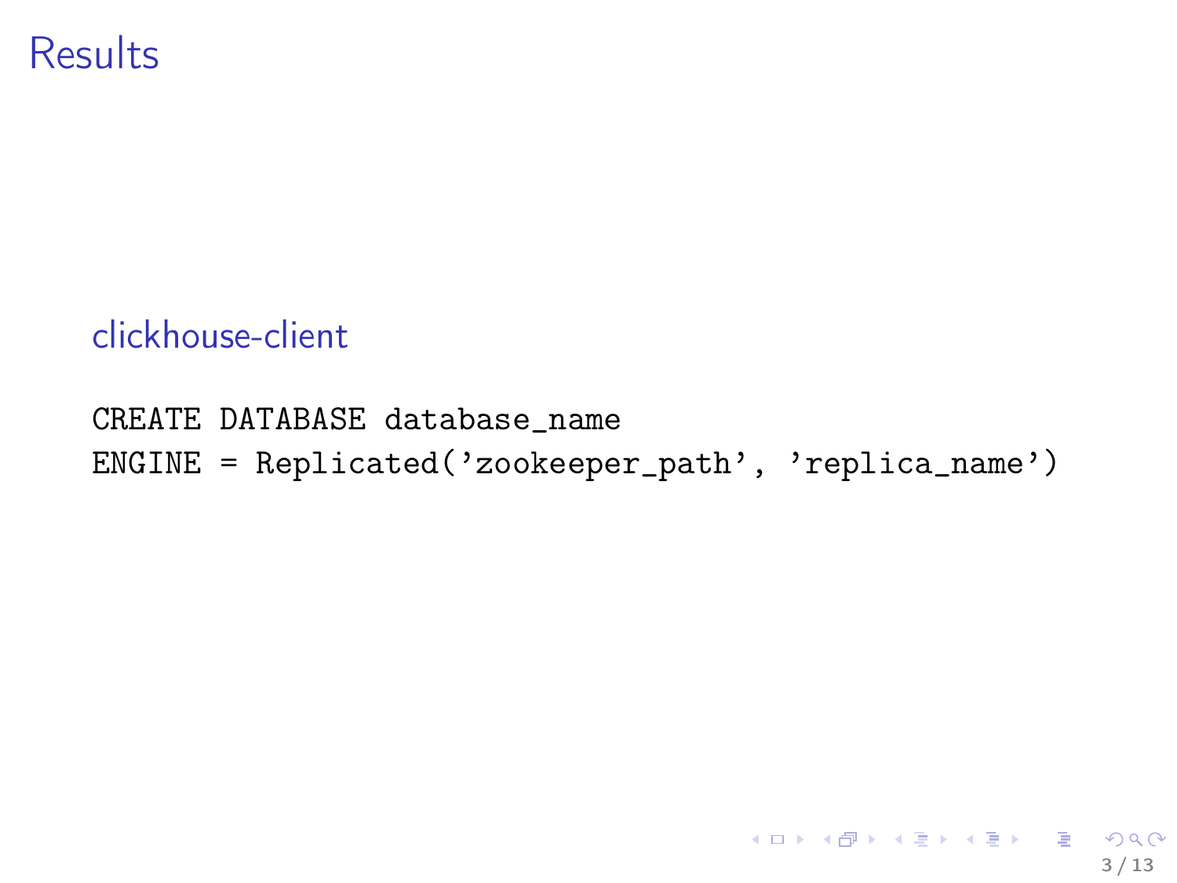# Results

### clickhouse-client

```
CREATE DATABASE database_name
ENGINE = Replicated('zookeeper_path', 'replica_name')
```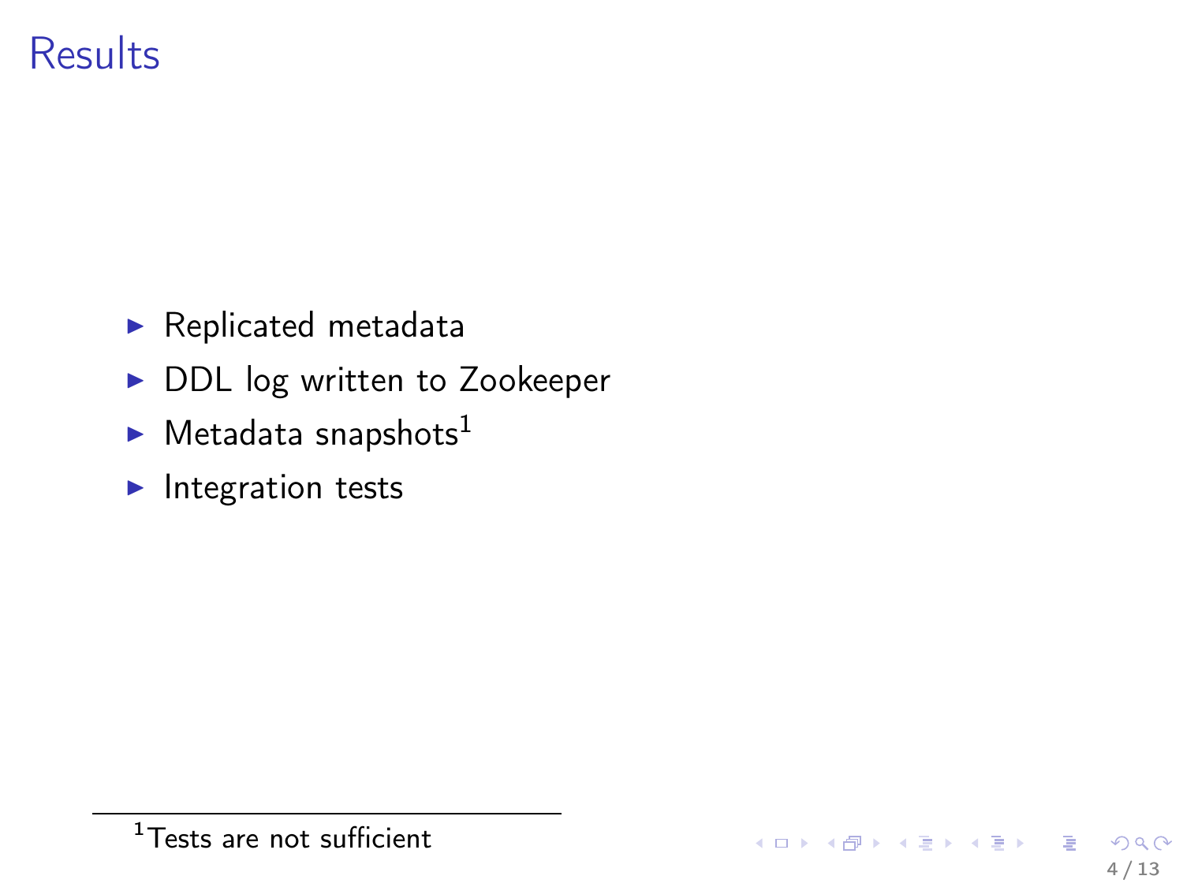# Results

- Replicated metadata
- DDL log written to Zookeeper
- Metadata snapshots[1]
- Integration tests

[1] Tests are not sufficient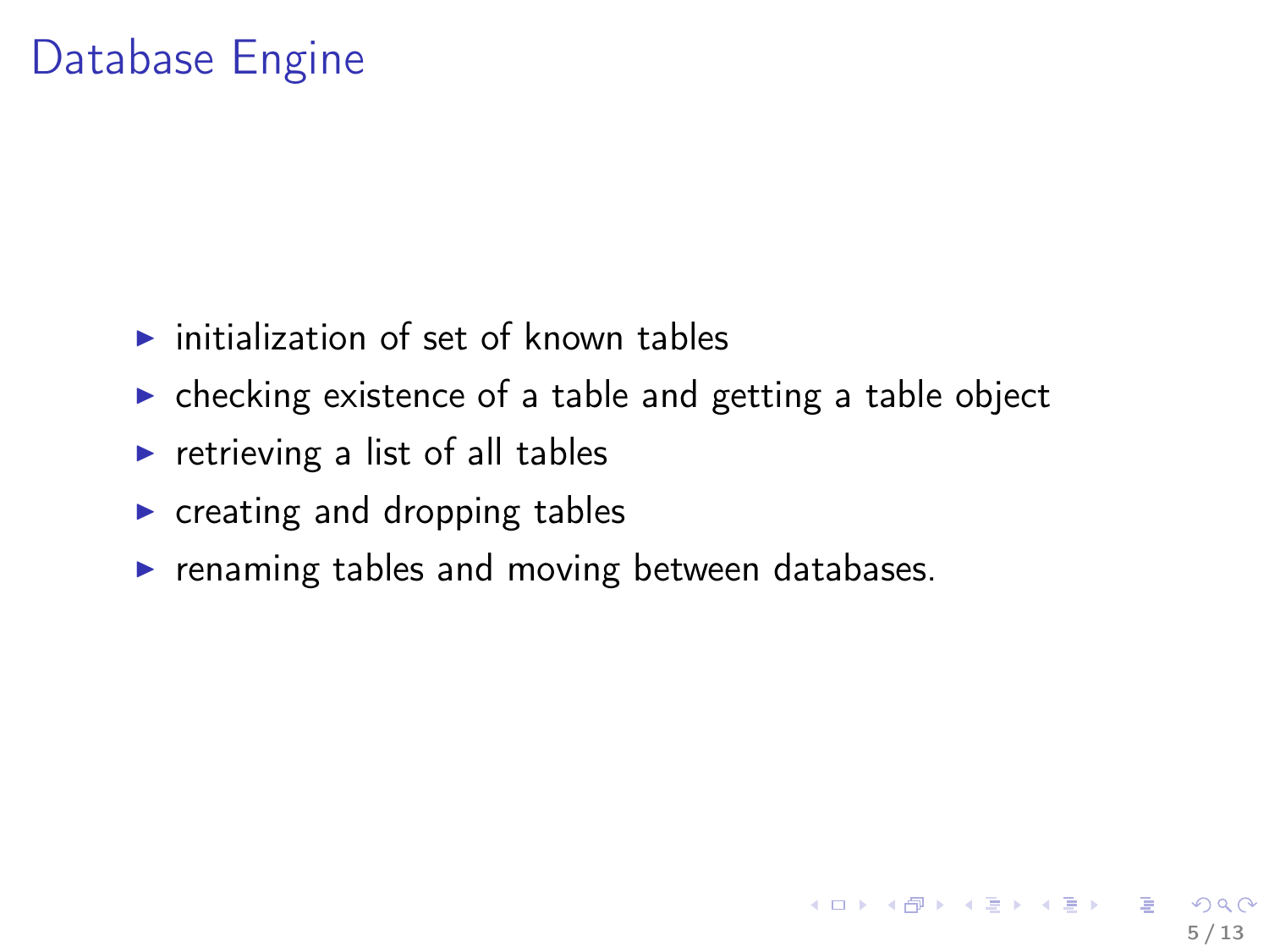# Database Engine

- initialization of set of known tables
- checking existence of a table and getting a table object
- retrieving a list of all tables
- creating and dropping tables
- renaming tables and moving between databases.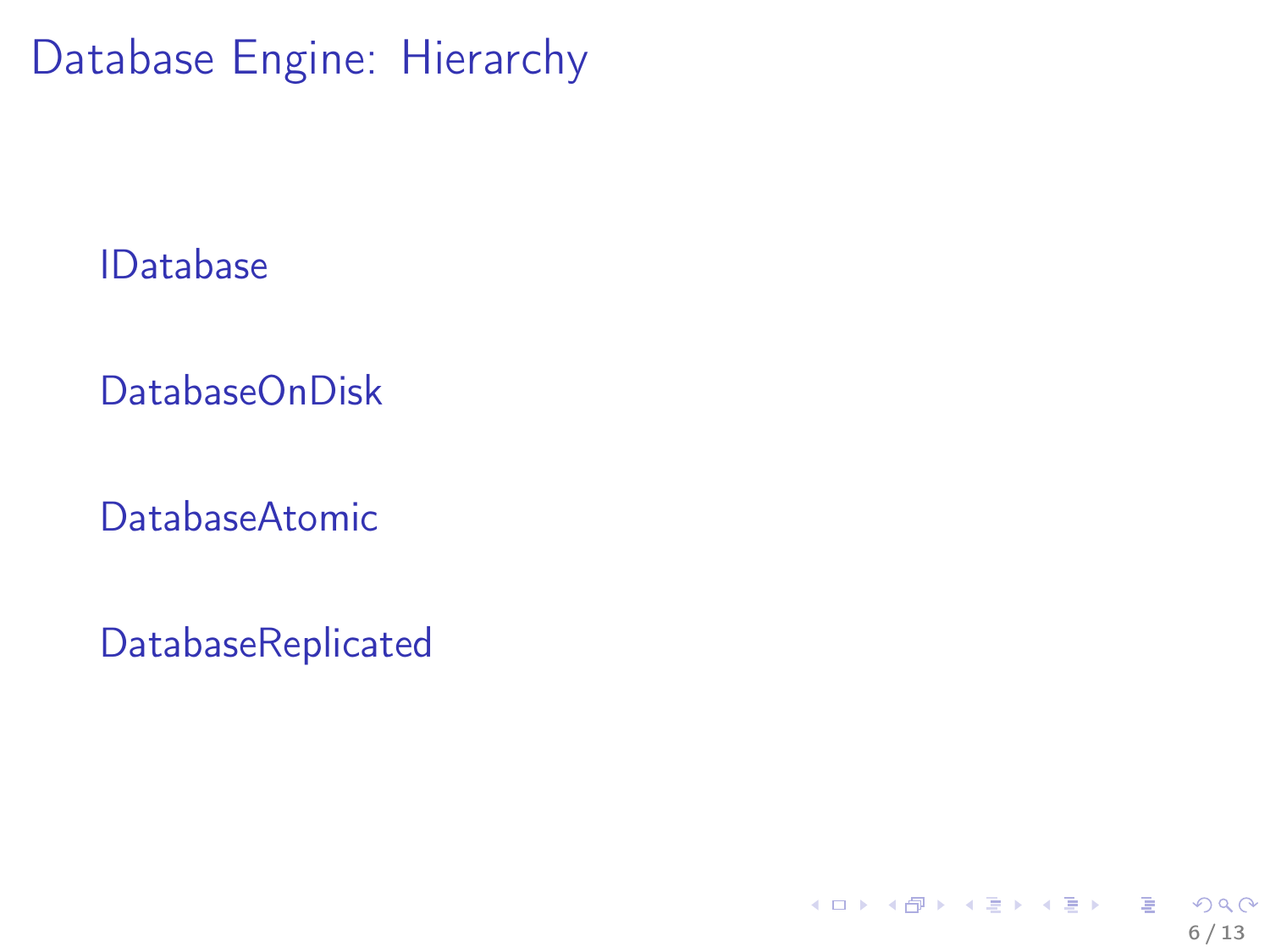# Database Engine: Hierarchy

IDatabase

DatabaseOnDisk

DatabaseAtomic

DatabaseReplicated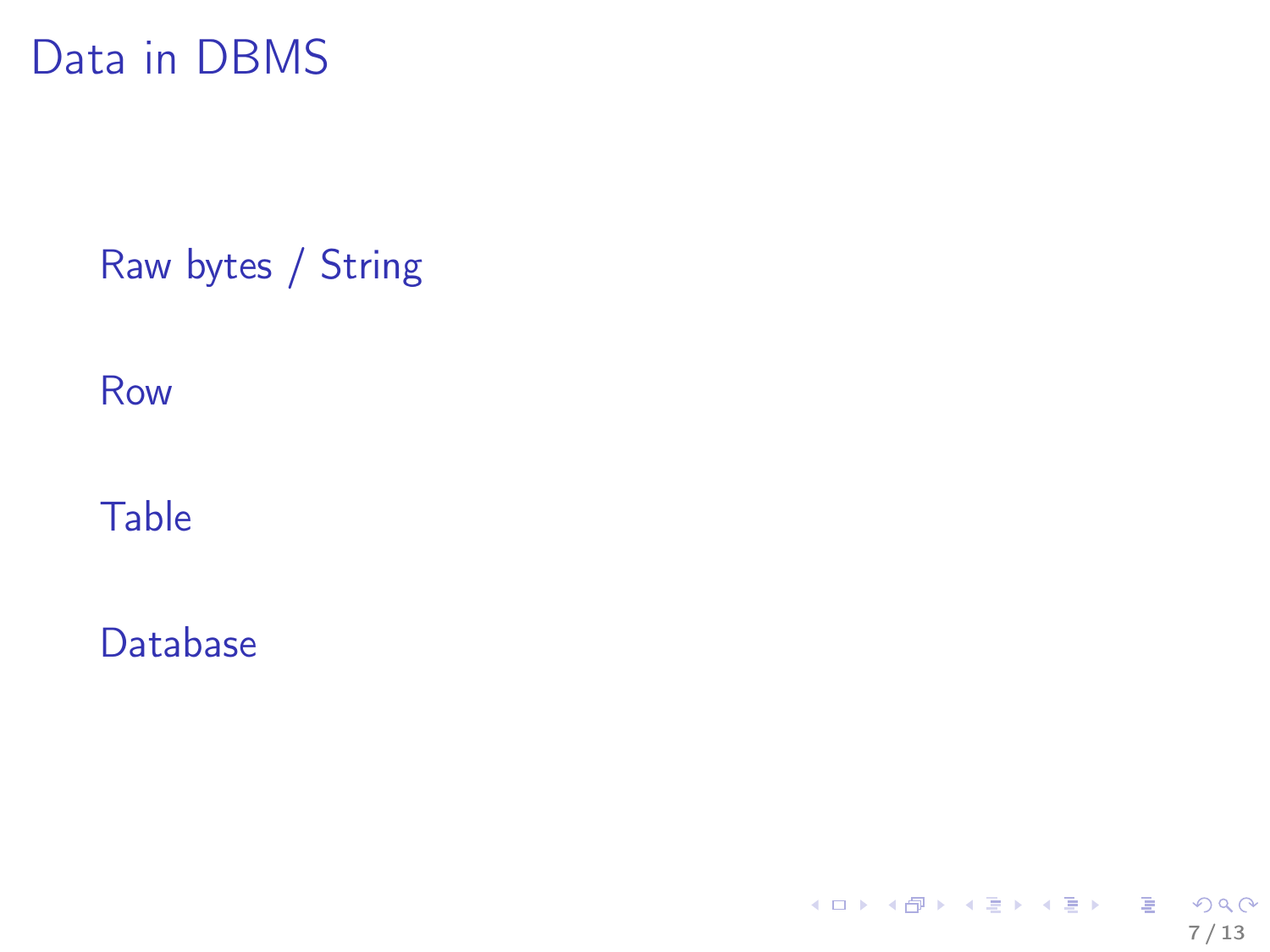# Data in DBMS

Raw bytes / String

Row

Table

Database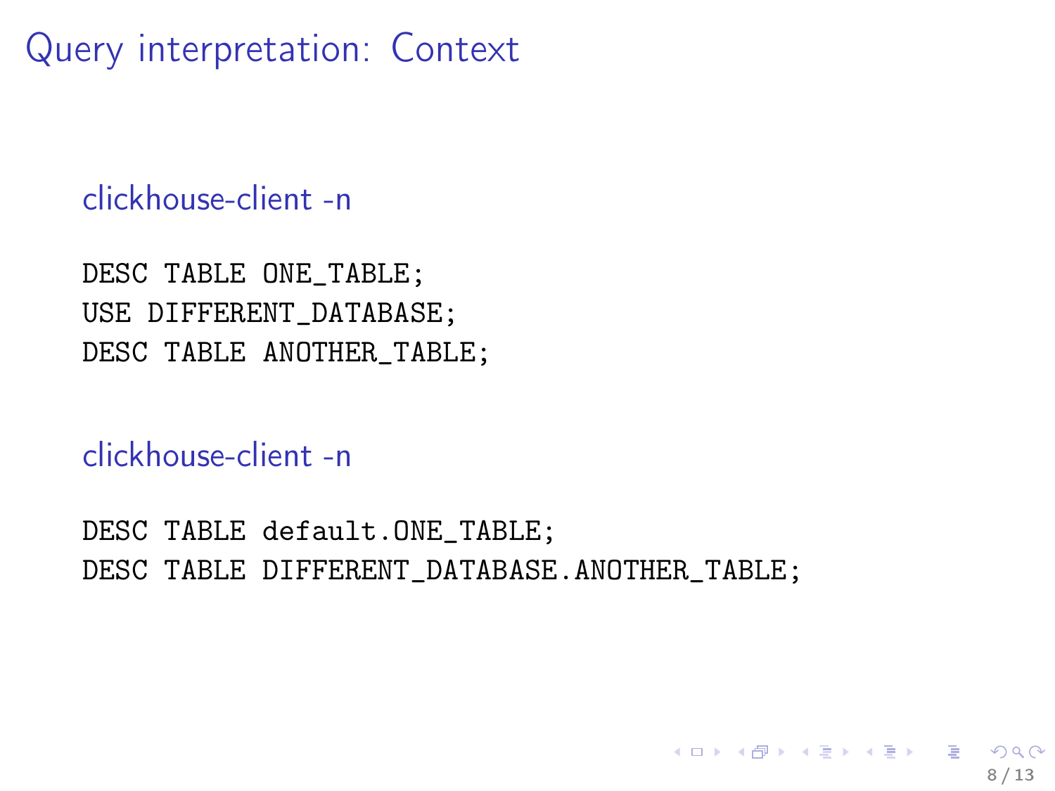# Query interpretation: Context

clickhouse-client -n

```
DESC TABLE ONE_TABLE;
USE DIFFERENT_DATABASE;
DESC TABLE ANOTHER_TABLE;
```

clickhouse-client -n

```
DESC TABLE default.ONE_TABLE;
DESC TABLE DIFFERENT_DATABASE.ANOTHER_TABLE;
```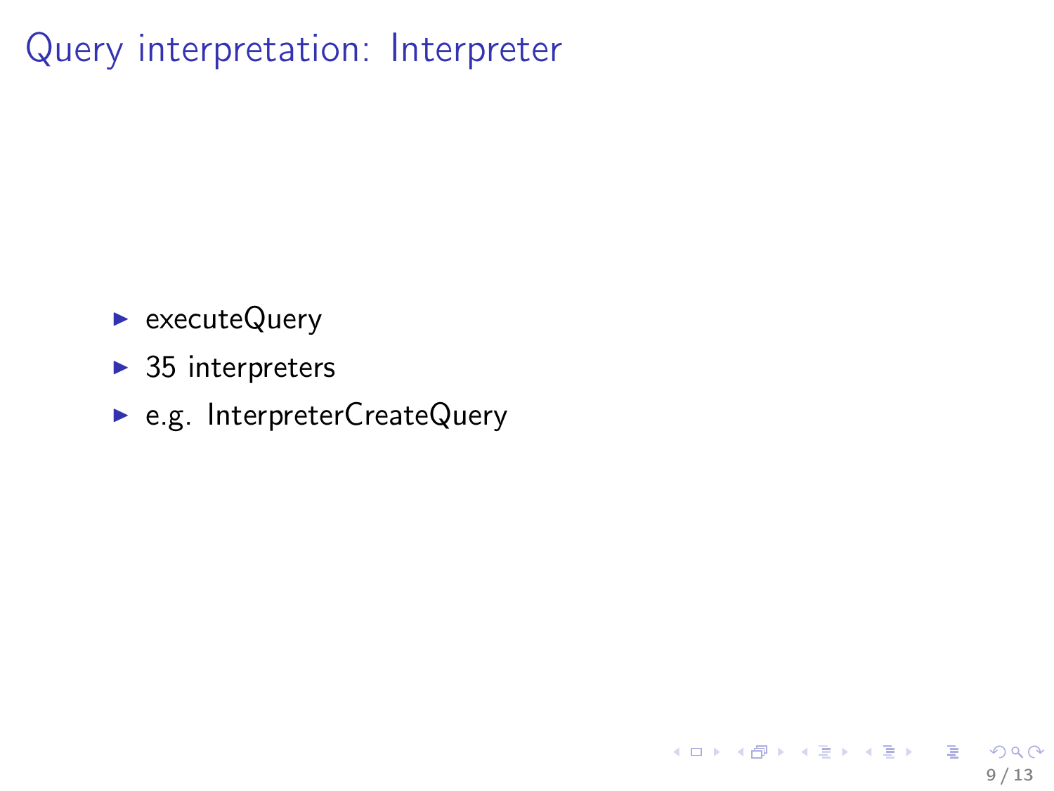# Query interpretation: Interpreter

- executeQuery
- 35 interpreters
- e.g. InterpreterCreateQuery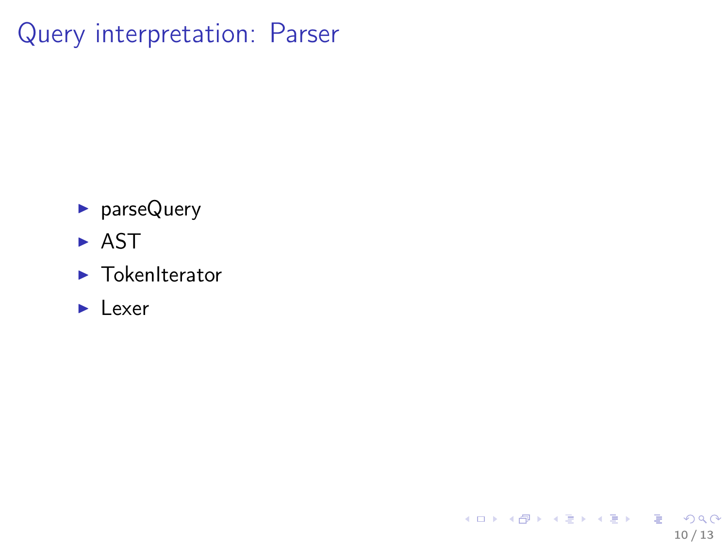# Query interpretation: Parser

- parseQuery
- AST
- TokenIterator
- Lexer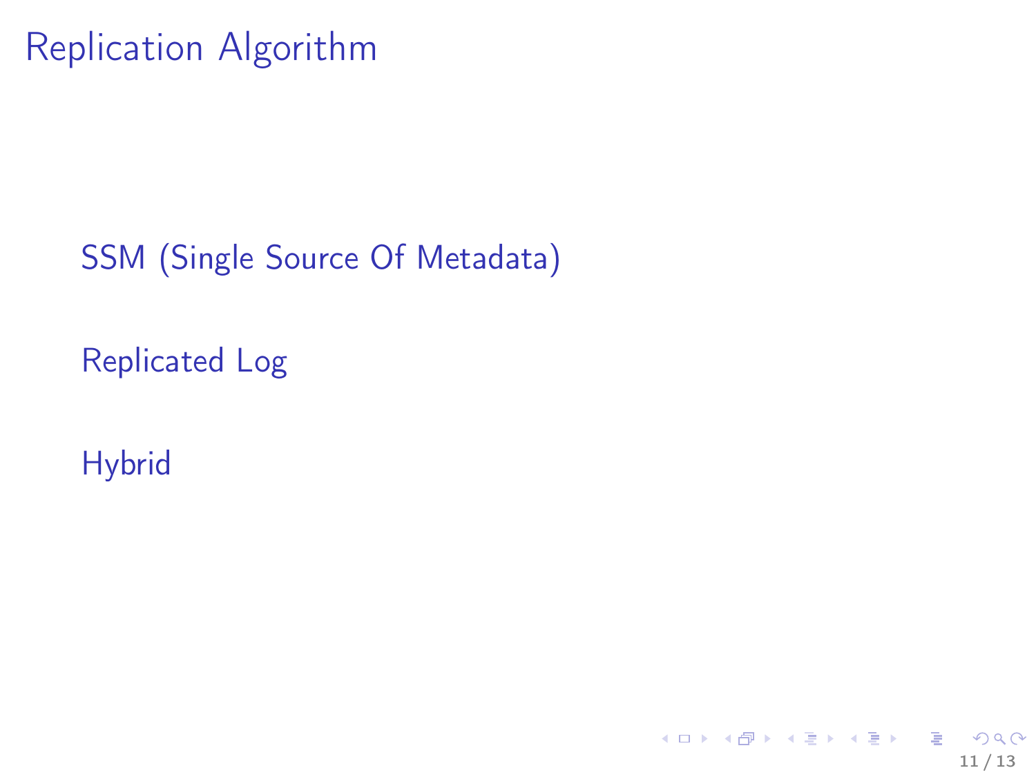# Replication Algorithm

SSM (Single Source Of Metadata)

Replicated Log

Hybrid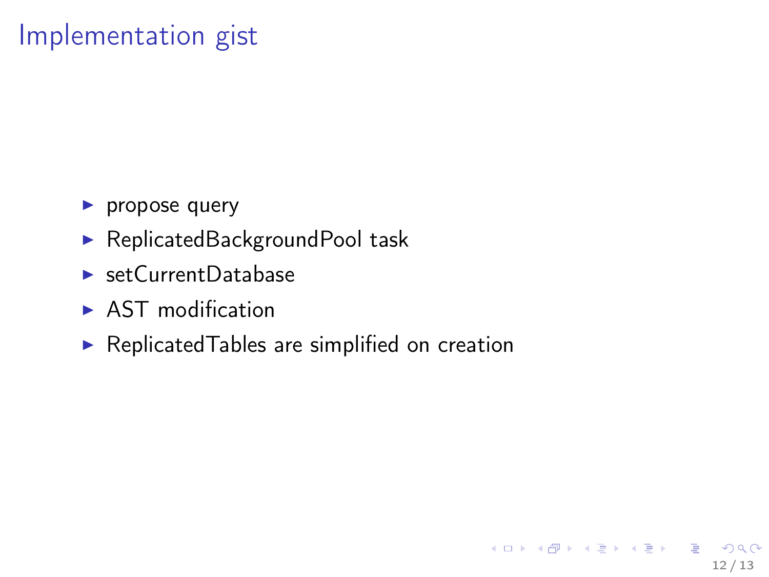# Implementation gist

- propose query
- ReplicatedBackgroundPool task
- setCurrentDatabase
- AST modification
- ReplicatedTables are simplified on creation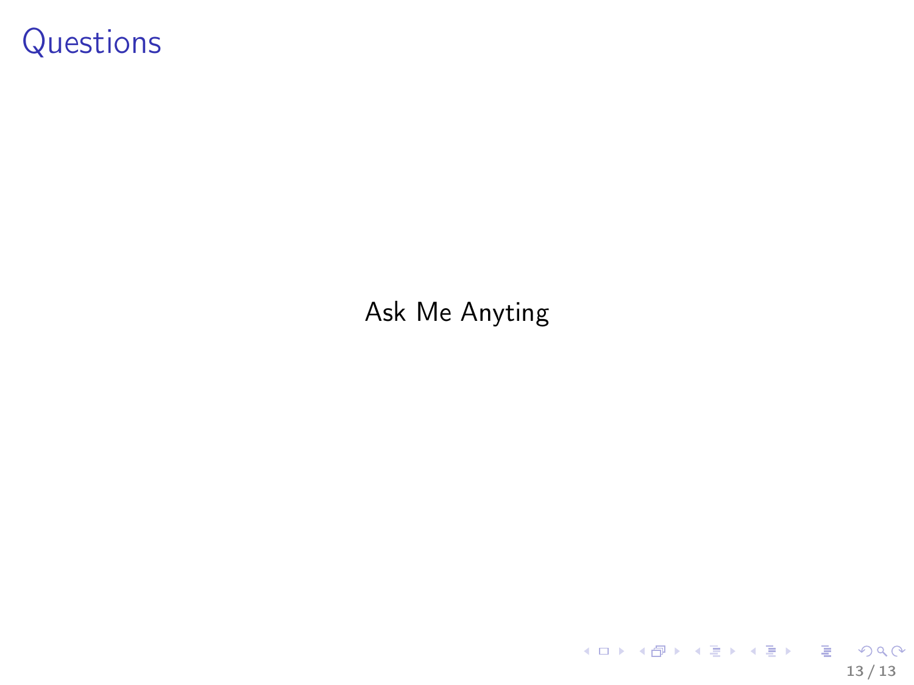# Questions

Ask Me Anyting